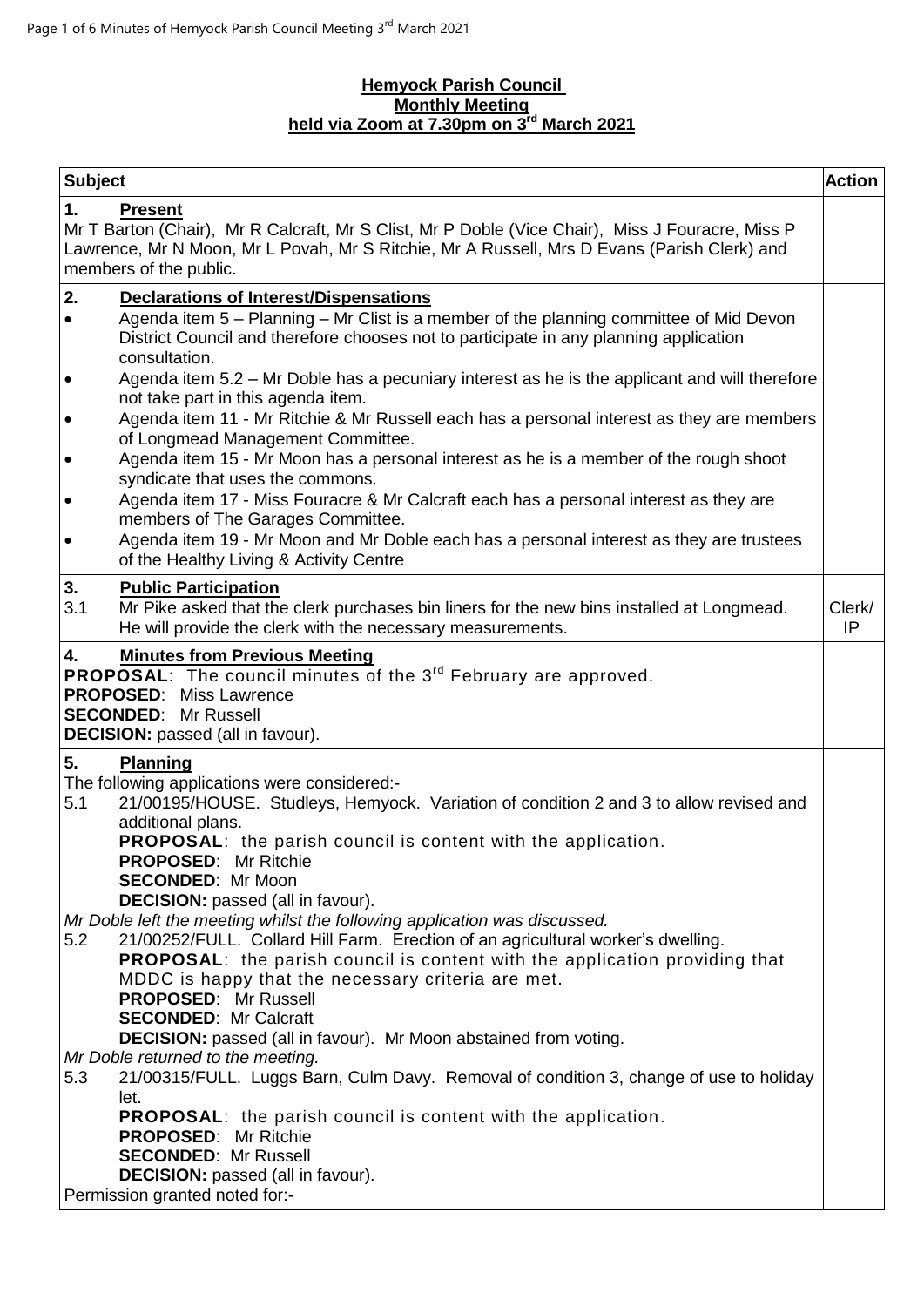**Hemyock Parish Council**
**Monthly Meeting**
**held via Zoom at 7.30pm on 3rd March 2021**

| Subject | Action |
|---|---|
| **1. Present**<br>Mr T Barton (Chair), Mr R Calcraft, Mr S Clist, Mr P Doble (Vice Chair), Miss J Fouracre, Miss P Lawrence, Mr N Moon, Mr L Povah, Mr S Ritchie, Mr A Russell, Mrs D Evans (Parish Clerk) and members of the public. | |
| **2. Declarations of Interest/Dispensations**<br>• Agenda item 5 – Planning – Mr Clist is a member of the planning committee of Mid Devon District Council and therefore chooses not to participate in any planning application consultation.<br>• Agenda item 5.2 – Mr Doble has a pecuniary interest as he is the applicant and will therefore not take part in this agenda item.<br>• Agenda item 11 - Mr Ritchie & Mr Russell each has a personal interest as they are members of Longmead Management Committee.<br>• Agenda item 15 - Mr Moon has a personal interest as he is a member of the rough shoot syndicate that uses the commons.<br>• Agenda item 17 - Miss Fouracre & Mr Calcraft each has a personal interest as they are members of The Garages Committee.<br>• Agenda item 19 - Mr Moon and Mr Doble each has a personal interest as they are trustees of the Healthy Living & Activity Centre | |
| **3. Public Participation**<br>3.1 Mr Pike asked that the clerk purchases bin liners for the new bins installed at Longmead. He will provide the clerk with the necessary measurements. | Clerk/ IP |
| **4. Minutes from Previous Meeting**<br>**PROPOSAL**: The council minutes of the 3rd February are approved.<br>**PROPOSED**: Miss Lawrence<br>**SECONDED**: Mr Russell<br>**DECISION:** passed (all in favour). | |
| **5. Planning**<br>The following applications were considered:-<br>5.1 21/00195/HOUSE. Studleys, Hemyock. Variation of condition 2 and 3 to allow revised and additional plans.<br>**PROPOSAL**: the parish council is content with the application.<br>**PROPOSED**: Mr Ritchie<br>**SECONDED**: Mr Moon<br>**DECISION:** passed (all in favour).<br>*Mr Doble left the meeting whilst the following application was discussed.*<br>5.2 21/00252/FULL. Collard Hill Farm. Erection of an agricultural worker's dwelling.<br>**PROPOSAL**: the parish council is content with the application providing that MDDC is happy that the necessary criteria are met.<br>**PROPOSED**: Mr Russell<br>**SECONDED**: Mr Calcraft<br>**DECISION:** passed (all in favour). Mr Moon abstained from voting.<br>*Mr Doble returned to the meeting.*<br>5.3 21/00315/FULL. Luggs Barn, Culm Davy. Removal of condition 3, change of use to holiday let.<br>**PROPOSAL**: the parish council is content with the application.<br>**PROPOSED**: Mr Ritchie<br>**SECONDED**: Mr Russell<br>**DECISION:** passed (all in favour).<br>Permission granted noted for:- | |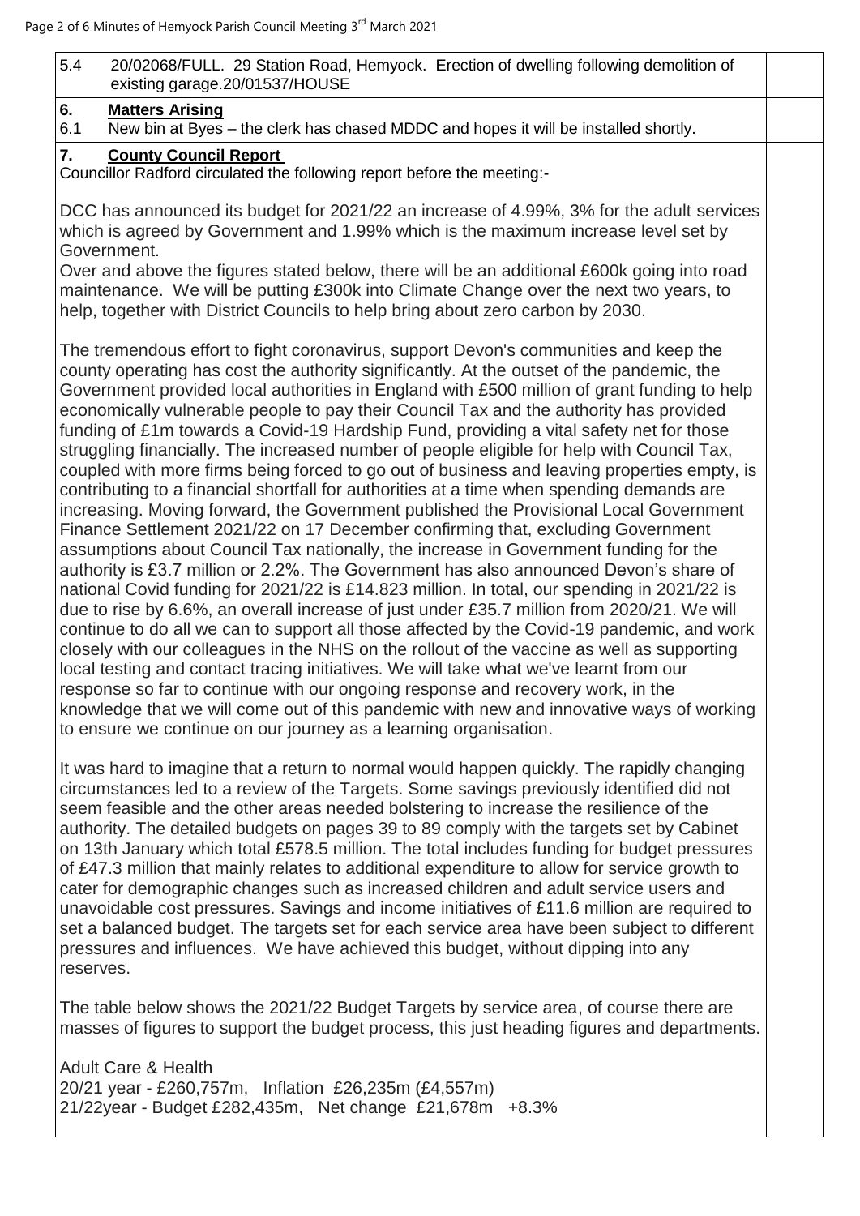5.4 20/02068/FULL. 29 Station Road, Hemyock. Erection of dwelling following demolition of existing garage.20/01537/HOUSE

**6. Matters Arising**

6.1 New bin at Byes – the clerk has chased MDDC and hopes it will be installed shortly.

**7. County Council Report**

Councillor Radford circulated the following report before the meeting:-

DCC has announced its budget for 2021/22 an increase of 4.99%, 3% for the adult services which is agreed by Government and 1.99% which is the maximum increase level set by Government.
Over and above the figures stated below, there will be an additional £600k going into road maintenance. We will be putting £300k into Climate Change over the next two years, to help, together with District Councils to help bring about zero carbon by 2030.

The tremendous effort to fight coronavirus, support Devon's communities and keep the county operating has cost the authority significantly. At the outset of the pandemic, the Government provided local authorities in England with £500 million of grant funding to help economically vulnerable people to pay their Council Tax and the authority has provided funding of £1m towards a Covid-19 Hardship Fund, providing a vital safety net for those struggling financially. The increased number of people eligible for help with Council Tax, coupled with more firms being forced to go out of business and leaving properties empty, is contributing to a financial shortfall for authorities at a time when spending demands are increasing. Moving forward, the Government published the Provisional Local Government Finance Settlement 2021/22 on 17 December confirming that, excluding Government assumptions about Council Tax nationally, the increase in Government funding for the authority is £3.7 million or 2.2%. The Government has also announced Devon's share of national Covid funding for 2021/22 is £14.823 million. In total, our spending in 2021/22 is due to rise by 6.6%, an overall increase of just under £35.7 million from 2020/21. We will continue to do all we can to support all those affected by the Covid-19 pandemic, and work closely with our colleagues in the NHS on the rollout of the vaccine as well as supporting local testing and contact tracing initiatives. We will take what we've learnt from our response so far to continue with our ongoing response and recovery work, in the knowledge that we will come out of this pandemic with new and innovative ways of working to ensure we continue on our journey as a learning organisation.

It was hard to imagine that a return to normal would happen quickly. The rapidly changing circumstances led to a review of the Targets. Some savings previously identified did not seem feasible and the other areas needed bolstering to increase the resilience of the authority. The detailed budgets on pages 39 to 89 comply with the targets set by Cabinet on 13th January which total £578.5 million. The total includes funding for budget pressures of £47.3 million that mainly relates to additional expenditure to allow for service growth to cater for demographic changes such as increased children and adult service users and unavoidable cost pressures. Savings and income initiatives of £11.6 million are required to set a balanced budget. The targets set for each service area have been subject to different pressures and influences. We have achieved this budget, without dipping into any reserves.

The table below shows the 2021/22 Budget Targets by service area, of course there are masses of figures to support the budget process, this just heading figures and departments.

Adult Care & Health
20/21 year - £260,757m, Inflation £26,235m (£4,557m)
21/22year - Budget £282,435m, Net change £21,678m +8.3%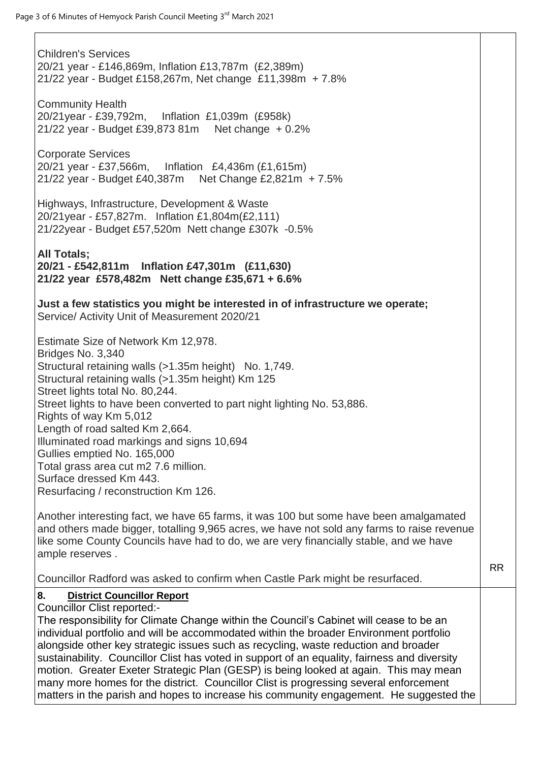Children's Services
20/21 year - £146,869m, Inflation £13,787m (£2,389m)
21/22 year - Budget £158,267m, Net change £11,398m + 7.8%

Community Health
20/21year - £39,792m, Inflation £1,039m (£958k)
21/22 year - Budget £39,873 81m Net change + 0.2%

Corporate Services
20/21 year - £37,566m, Inflation £4,436m (£1,615m)
21/22 year - Budget £40,387m Net Change £2,821m + 7.5%

Highways, Infrastructure, Development & Waste
20/21year - £57,827m. Inflation £1,804m(£2,111)
21/22year - Budget £57,520m Nett change £307k -0.5%

**All Totals;**
**20/21 - £542,811m Inflation £47,301m (£11,630)**
**21/22 year £578,482m Nett change £35,671 + 6.6%**

**Just a few statistics you might be interested in of infrastructure we operate;**
Service/ Activity Unit of Measurement 2020/21

Estimate Size of Network Km 12,978.
Bridges No. 3,340
Structural retaining walls (>1.35m height) No. 1,749.
Structural retaining walls (>1.35m height) Km 125
Street lights total No. 80,244.
Street lights to have been converted to part night lighting No. 53,886.
Rights of way Km 5,012
Length of road salted Km 2,664.
Illuminated road markings and signs 10,694
Gullies emptied No. 165,000
Total grass area cut m2 7.6 million.
Surface dressed Km 443.
Resurfacing / reconstruction Km 126.

Another interesting fact, we have 65 farms, it was 100 but some have been amalgamated and others made bigger, totalling 9,965 acres, we have not sold any farms to raise revenue like some County Councils have had to do, we are very financially stable, and we have ample reserves .

Councillor Radford was asked to confirm when Castle Park might be resurfaced. RR

**8. District Councillor Report**

Councillor Clist reported:-
The responsibility for Climate Change within the Council's Cabinet will cease to be an individual portfolio and will be accommodated within the broader Environment portfolio alongside other key strategic issues such as recycling, waste reduction and broader sustainability. Councillor Clist has voted in support of an equality, fairness and diversity motion. Greater Exeter Strategic Plan (GESP) is being looked at again. This may mean many more homes for the district. Councillor Clist is progressing several enforcement matters in the parish and hopes to increase his community engagement. He suggested the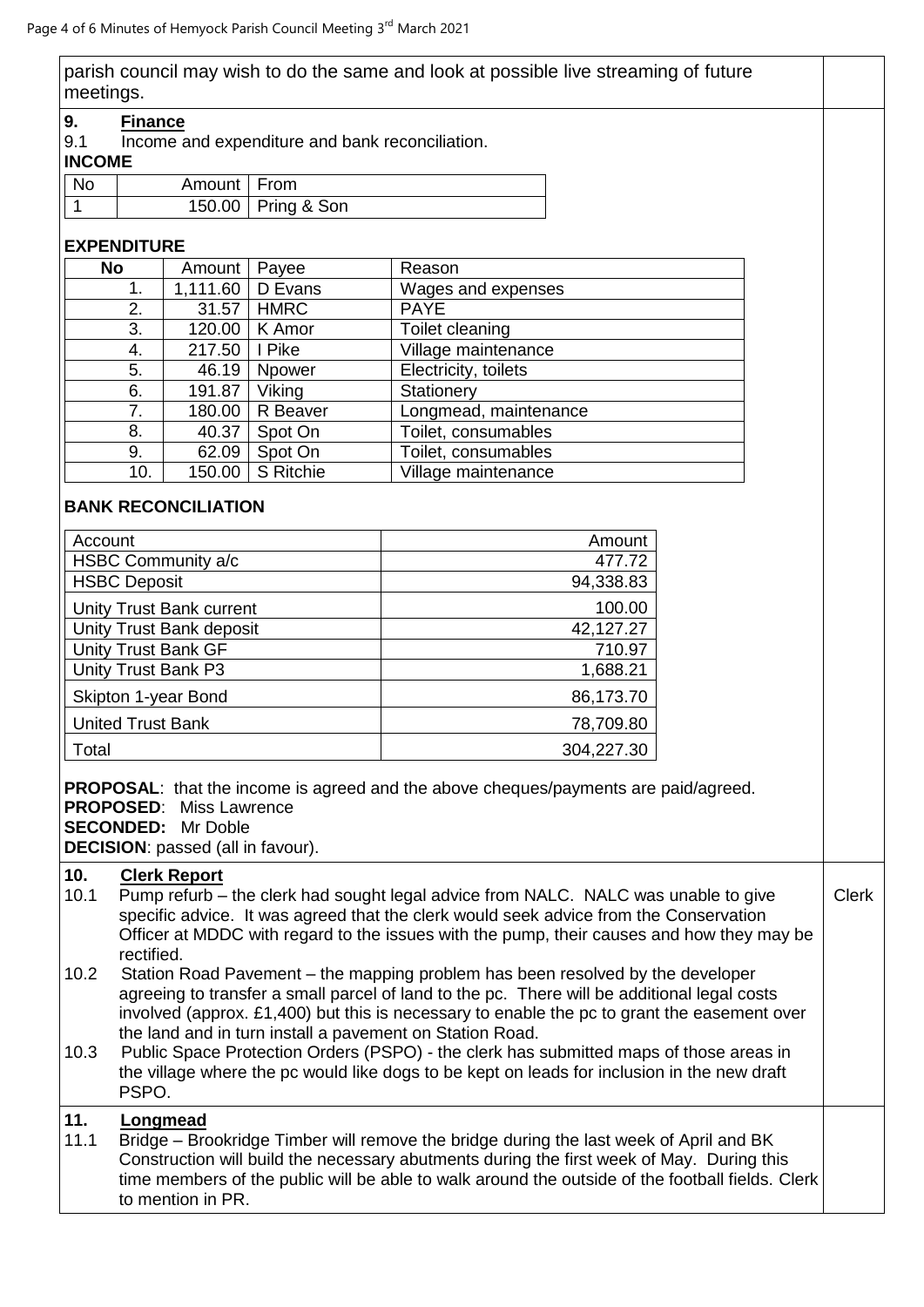parish council may wish to do the same and look at possible live streaming of future meetings.

**9. Finance**

9.1 Income and expenditure and bank reconciliation.

**INCOME**

| No | Amount | From |
|---|---|---|
| 1 | 150.00 | Pring & Son |

**EXPENDITURE**

| No | Amount | Payee | Reason |
|---|---|---|---|
| 1. | 1,111.60 | D Evans | Wages and expenses |
| 2. | 31.57 | HMRC | PAYE |
| 3. | 120.00 | K Amor | Toilet cleaning |
| 4. | 217.50 | I Pike | Village maintenance |
| 5. | 46.19 | Npower | Electricity, toilets |
| 6. | 191.87 | Viking | Stationery |
| 7. | 180.00 | R Beaver | Longmead, maintenance |
| 8. | 40.37 | Spot On | Toilet, consumables |
| 9. | 62.09 | Spot On | Toilet, consumables |
| 10. | 150.00 | S Ritchie | Village maintenance |

**BANK RECONCILIATION**

| Account | Amount |
|---|---|
| HSBC Community a/c | 477.72 |
| HSBC Deposit | 94,338.83 |
| Unity Trust Bank current | 100.00 |
| Unity Trust Bank deposit | 42,127.27 |
| Unity Trust Bank GF | 710.97 |
| Unity Trust Bank P3 | 1,688.21 |
| Skipton 1-year Bond | 86,173.70 |
| United Trust Bank | 78,709.80 |
| Total | 304,227.30 |

**PROPOSAL**: that the income is agreed and the above cheques/payments are paid/agreed.
**PROPOSED**: Miss Lawrence
**SECONDED:** Mr Doble
**DECISION**: passed (all in favour).

**10. Clerk Report**

10.1 Pump refurb – the clerk had sought legal advice from NALC. NALC was unable to give specific advice. It was agreed that the clerk would seek advice from the Conservation Officer at MDDC with regard to the issues with the pump, their causes and how they may be rectified. — **Clerk**

10.2 Station Road Pavement – the mapping problem has been resolved by the developer agreeing to transfer a small parcel of land to the pc. There will be additional legal costs involved (approx. £1,400) but this is necessary to enable the pc to grant the easement over the land and in turn install a pavement on Station Road.

10.3 Public Space Protection Orders (PSPO) - the clerk has submitted maps of those areas in the village where the pc would like dogs to be kept on leads for inclusion in the new draft PSPO.

**11. Longmead**

11.1 Bridge – Brookridge Timber will remove the bridge during the last week of April and BK Construction will build the necessary abutments during the first week of May. During this time members of the public will be able to walk around the outside of the football fields. Clerk to mention in PR.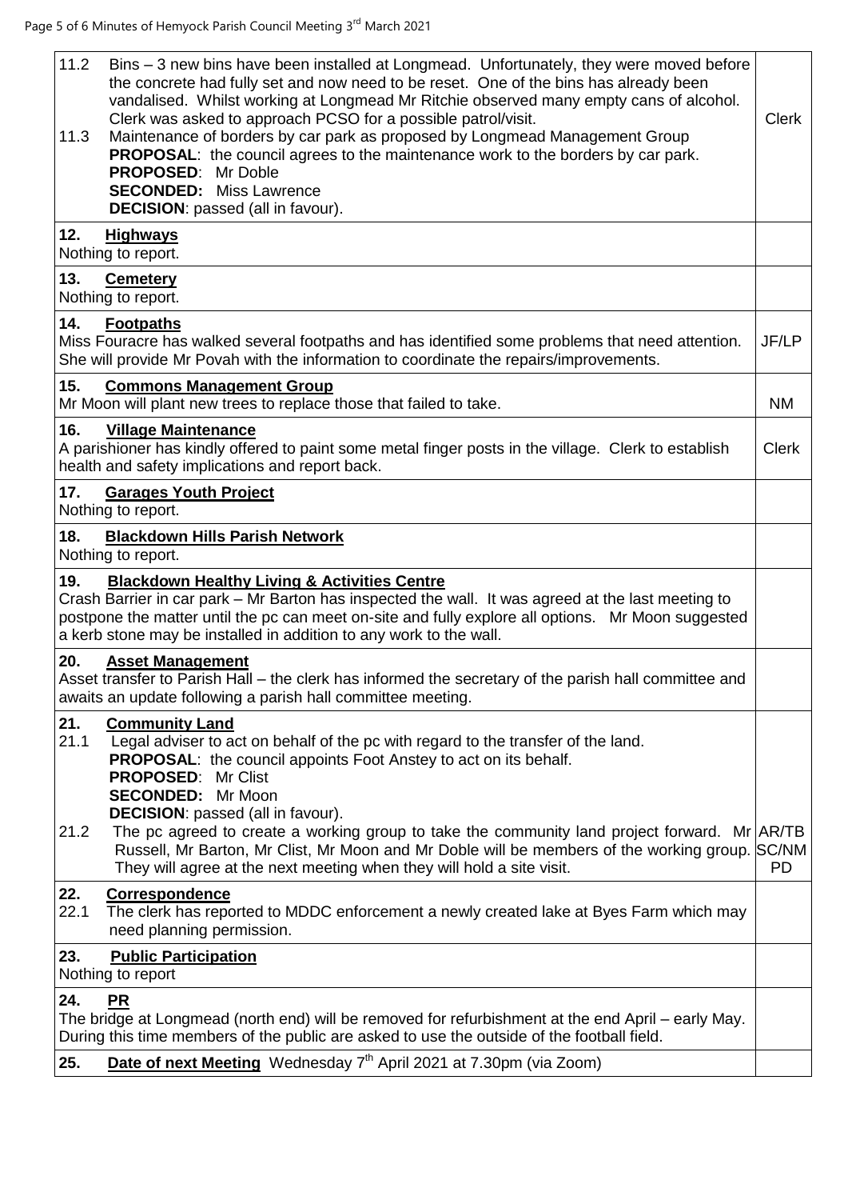| | |
|---|---|
| 11.2 Bins – 3 new bins have been installed at Longmead. Unfortunately, they were moved before the concrete had fully set and now need to be reset. One of the bins has already been vandalised. Whilst working at Longmead Mr Ritchie observed many empty cans of alcohol. Clerk was asked to approach PCSO for a possible patrol/visit.<br>11.3 Maintenance of borders by car park as proposed by Longmead Management Group<br>**PROPOSAL**: the council agrees to the maintenance work to the borders by car park.<br>**PROPOSED**: Mr Doble<br>**SECONDED:** Miss Lawrence<br>**DECISION**: passed (all in favour). | Clerk |
| **12. Highways**<br>Nothing to report. | |
| **13. Cemetery**<br>Nothing to report. | |
| **14. Footpaths**<br>Miss Fouracre has walked several footpaths and has identified some problems that need attention. She will provide Mr Povah with the information to coordinate the repairs/improvements. | JF/LP |
| **15. Commons Management Group**<br>Mr Moon will plant new trees to replace those that failed to take. | NM |
| **16. Village Maintenance**<br>A parishioner has kindly offered to paint some metal finger posts in the village. Clerk to establish health and safety implications and report back. | Clerk |
| **17. Garages Youth Project**<br>Nothing to report. | |
| **18. Blackdown Hills Parish Network**<br>Nothing to report. | |
| **19. Blackdown Healthy Living & Activities Centre**<br>Crash Barrier in car park – Mr Barton has inspected the wall. It was agreed at the last meeting to postpone the matter until the pc can meet on-site and fully explore all options. Mr Moon suggested a kerb stone may be installed in addition to any work to the wall. | |
| **20. Asset Management**<br>Asset transfer to Parish Hall – the clerk has informed the secretary of the parish hall committee and awaits an update following a parish hall committee meeting. | |
| **21. Community Land**<br>21.1 Legal adviser to act on behalf of the pc with regard to the transfer of the land.<br>**PROPOSAL**: the council appoints Foot Anstey to act on its behalf.<br>**PROPOSED**: Mr Clist<br>**SECONDED:** Mr Moon<br>**DECISION**: passed (all in favour).<br>21.2 The pc agreed to create a working group to take the community land project forward. Mr Russell, Mr Barton, Mr Clist, Mr Moon and Mr Doble will be members of the working group. They will agree at the next meeting when they will hold a site visit. | AR/TB SC/NM PD |
| **22. Correspondence**<br>22.1 The clerk has reported to MDDC enforcement a newly created lake at Byes Farm which may need planning permission. | |
| **23. Public Participation**<br>Nothing to report | |
| **24. PR**<br>The bridge at Longmead (north end) will be removed for refurbishment at the end April – early May. During this time members of the public are asked to use the outside of the football field. | |
| **25. Date of next Meeting** Wednesday 7th April 2021 at 7.30pm (via Zoom) | |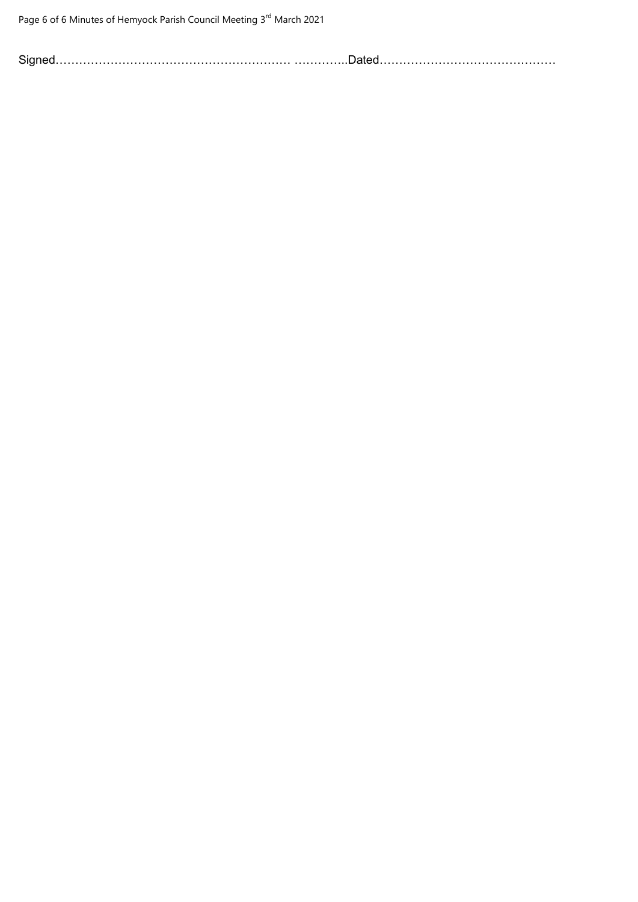Signed…………………………………………………… …………..Dated……………………………………